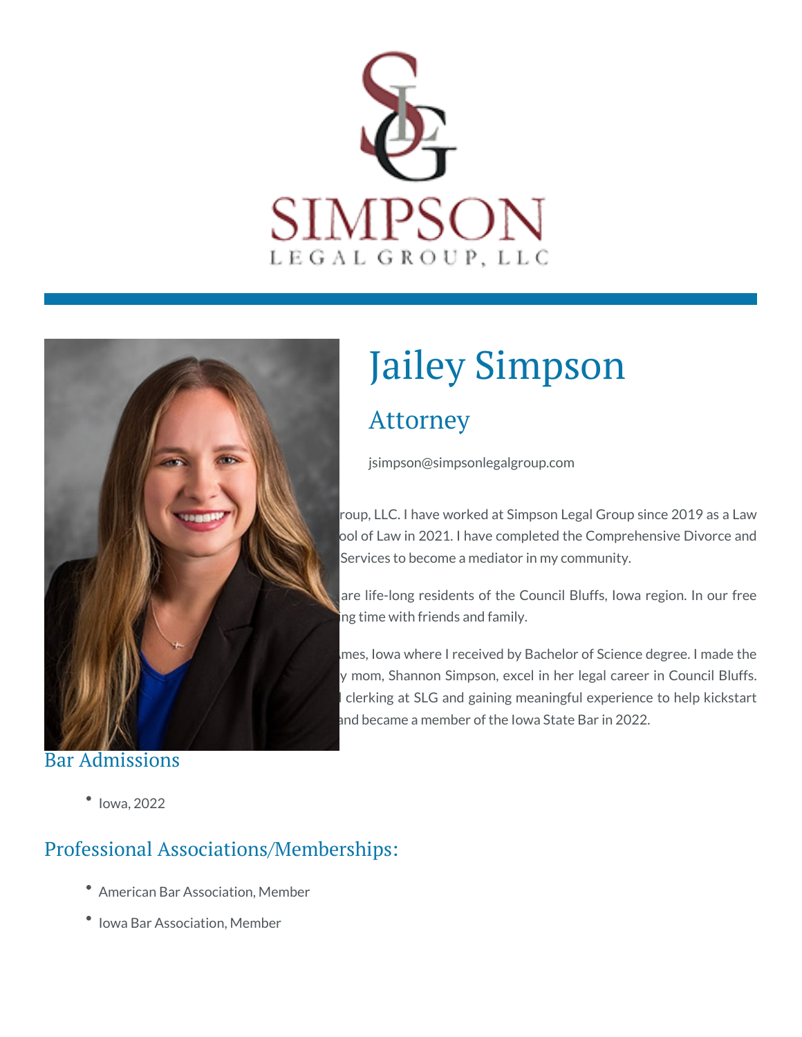SIMPSON

LEGAL GROUP, LLC

# Jailey Simpson

## Attorney

jsimpson@simpsonlegalgroup.com

roup, LLC. I have worked at Simpson Legal Group since 2019 as a Law
ool of Law in 2021. I have completed the Comprehensive Divorce and
Services to become a mediator in my community.

are life-long residents of the Council Bluffs, Iowa region. In our free
ng time with friends and family.

mes, Iowa where I received by Bachelor of Science degree. I made the
y mom, Shannon Simpson, excel in her legal career in Council Bluffs.
clerking at SLG and gaining meaningful experience to help kickstart
and became a member of the Iowa State Bar in 2022.

## Bar Admissions

- Iowa, 2022

## Professional Associations/Memberships:

- American Bar Association, Member
- Iowa Bar Association, Member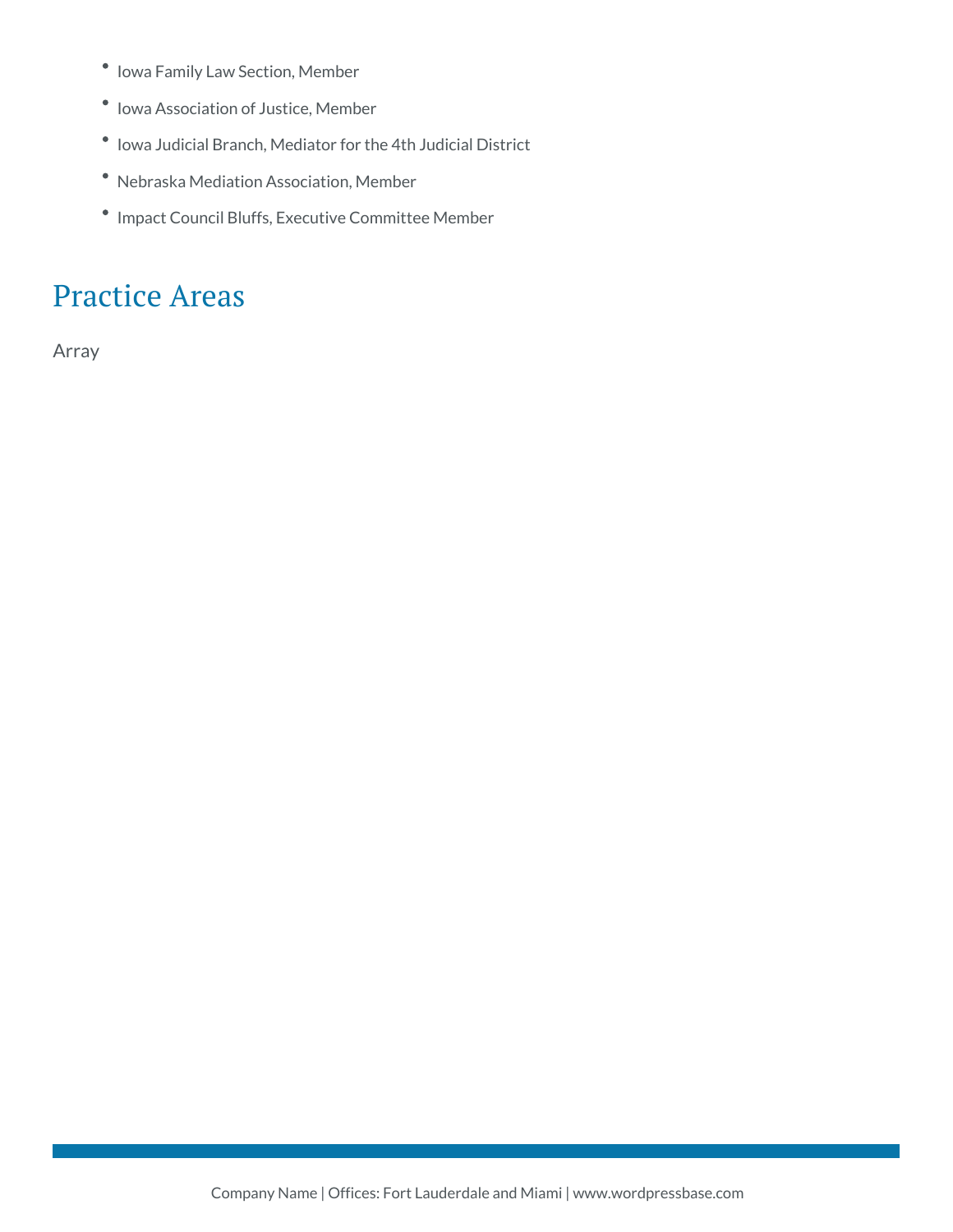- Iowa Family Law Section, Member
- Iowa Association of Justice, Member
- Iowa Judicial Branch, Mediator for the 4th Judicial District
- Nebraska Mediation Association, Member
- Impact Council Bluffs, Executive Committee Member

## Practice Areas

Array